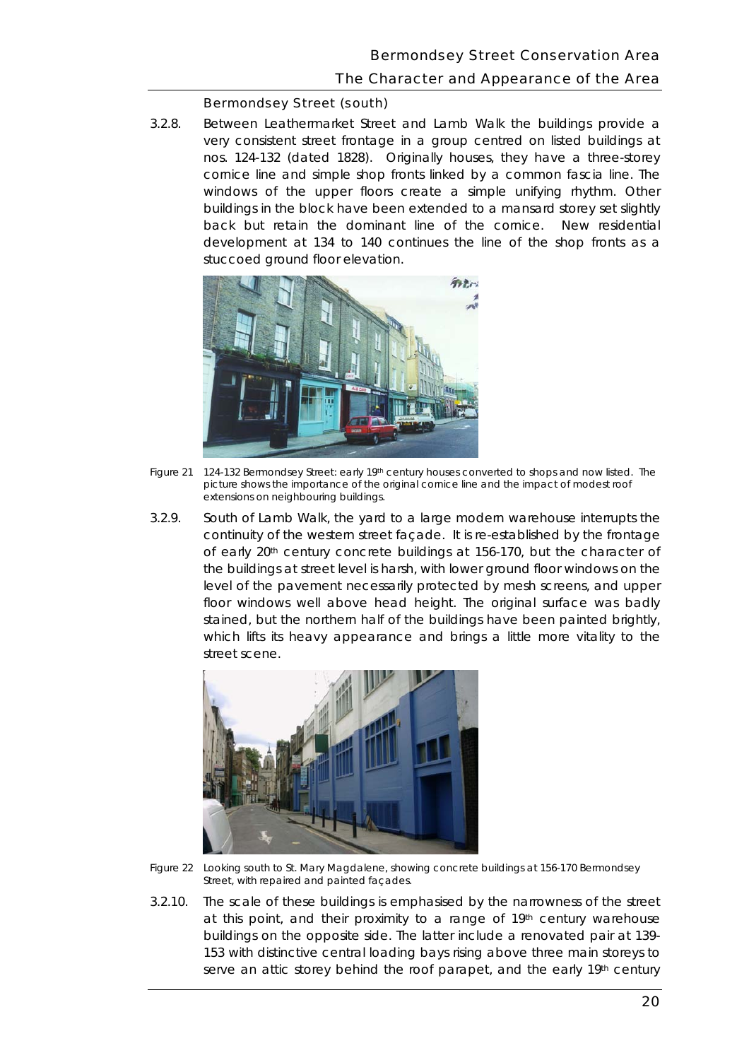### Bermondsey Street (south)

3.2.8. Between Leathermarket Street and Lamb Walk the buildings provide a very consistent street frontage in a group centred on listed buildings at nos. 124-132 (dated 1828). Originally houses, they have a three-storey cornice line and simple shop fronts linked by a common fascia line. The windows of the upper floors create a simple unifying rhythm. Other buildings in the block have been extended to a mansard storey set slightly back but retain the dominant line of the cornice. New residential development at 134 to 140 continues the line of the shop fronts as a stuccoed ground floor elevation.

Figure 21 124-132 Bermondsey Street: early 19th century houses converted to shops and now listed. The picture shows the importance of the original cornice line and the impact of modest roof extensions on neighbouring buildings.

3.2.9. South of Lamb Walk, the yard to a large modern warehouse interrupts the continuity of the western street façade. It is re-established by the frontage of early 20th century concrete buildings at 156-170, but the character of the buildings at street level is harsh, with lower ground floor windows on the level of the pavement necessarily protected by mesh screens, and upper floor windows well above head height. The original surface was badly stained, but the northern half of the buildings have been painted brightly, which lifts its heavy appearance and brings a little more vitality to the street scene.

Figure 22 Looking south to St. Mary Magdalene, showing concrete buildings at 156-170 Bermondsey Street, with repaired and painted façades.

3.2.10. The scale of these buildings is emphasised by the narrowness of the street at this point, and their proximity to a range of 19th century warehouse buildings on the opposite side. The latter include a renovated pair at 139-153 with distinctive central loading bays rising above three main storeys to serve an attic storey behind the roof parapet, and the early 19th century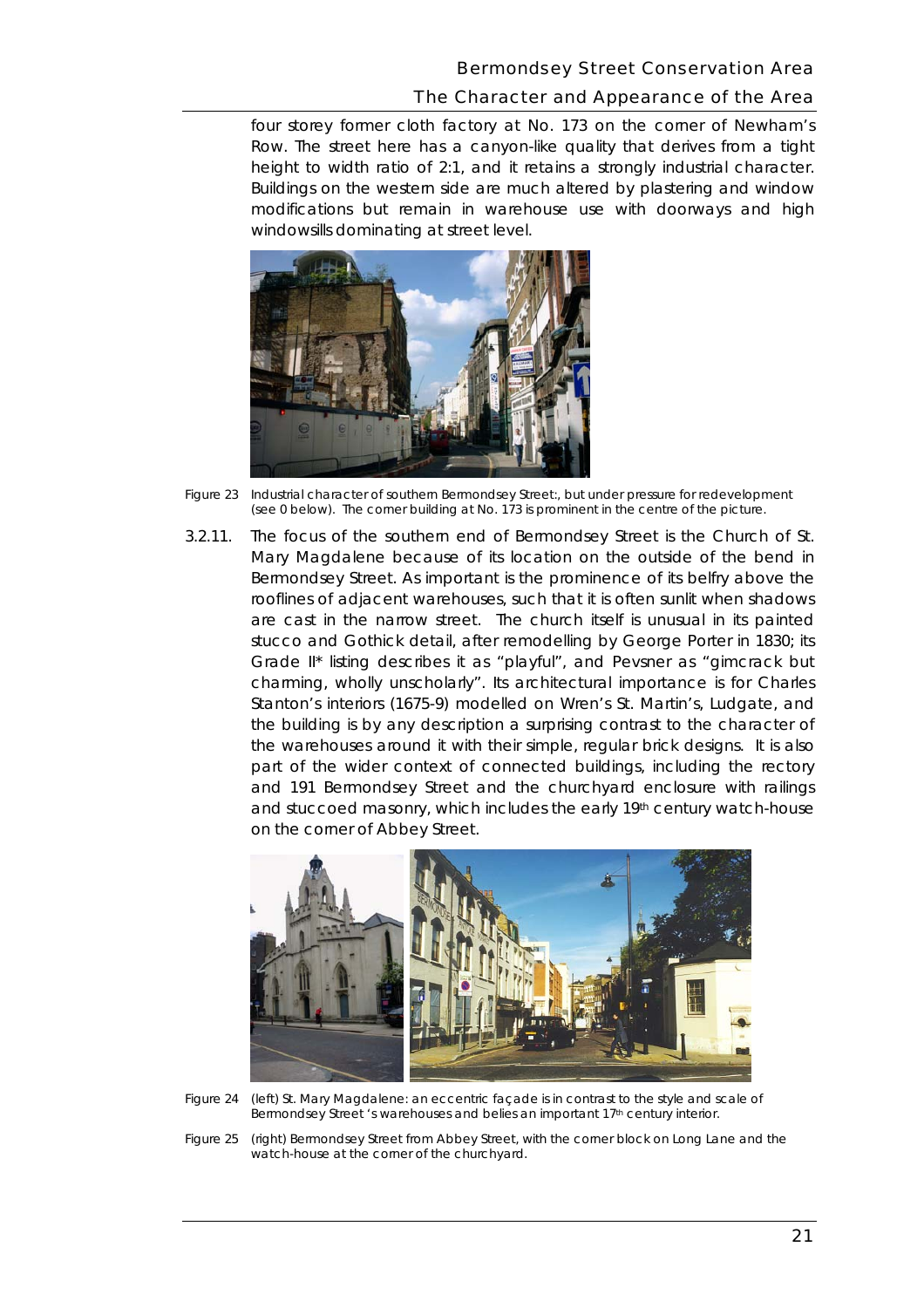four storey former cloth factory at No. 173 on the corner of Newham's Row. The street here has a canyon-like quality that derives from a tight height to width ratio of 2:1, and it retains a strongly industrial character. Buildings on the western side are much altered by plastering and window modifications but remain in warehouse use with doorways and high windowsills dominating at street level.

Figure 23 Industrial character of southern Bermondsey Street:, but under pressure for redevelopment (see 0 below). The corner building at No. 173 is prominent in the centre of the picture.

3.2.11. The focus of the southern end of Bermondsey Street is the Church of St. Mary Magdalene because of its location on the outside of the bend in Bermondsey Street. As important is the prominence of its belfry above the rooflines of adjacent warehouses, such that it is often sunlit when shadows are cast in the narrow street. The church itself is unusual in its painted stucco and Gothick detail, after remodelling by George Porter in 1830; its Grade II* listing describes it as "playful", and Pevsner as "gimcrack but charming, wholly unscholarly". Its architectural importance is for Charles Stanton's interiors (1675-9) modelled on Wren's St. Martin's, Ludgate, and the building is by any description a surprising contrast to the character of the warehouses around it with their simple, regular brick designs. It is also part of the wider context of connected buildings, including the rectory and 191 Bermondsey Street and the churchyard enclosure with railings and stuccoed masonry, which includes the early 19th century watch-house on the corner of Abbey Street.

Figure 24 (left) St. Mary Magdalene: an eccentric façade is in contrast to the style and scale of Bermondsey Street 's warehouses and belies an important 17th century interior.

Figure 25 (right) Bermondsey Street from Abbey Street, with the corner block on Long Lane and the watch-house at the corner of the churchyard.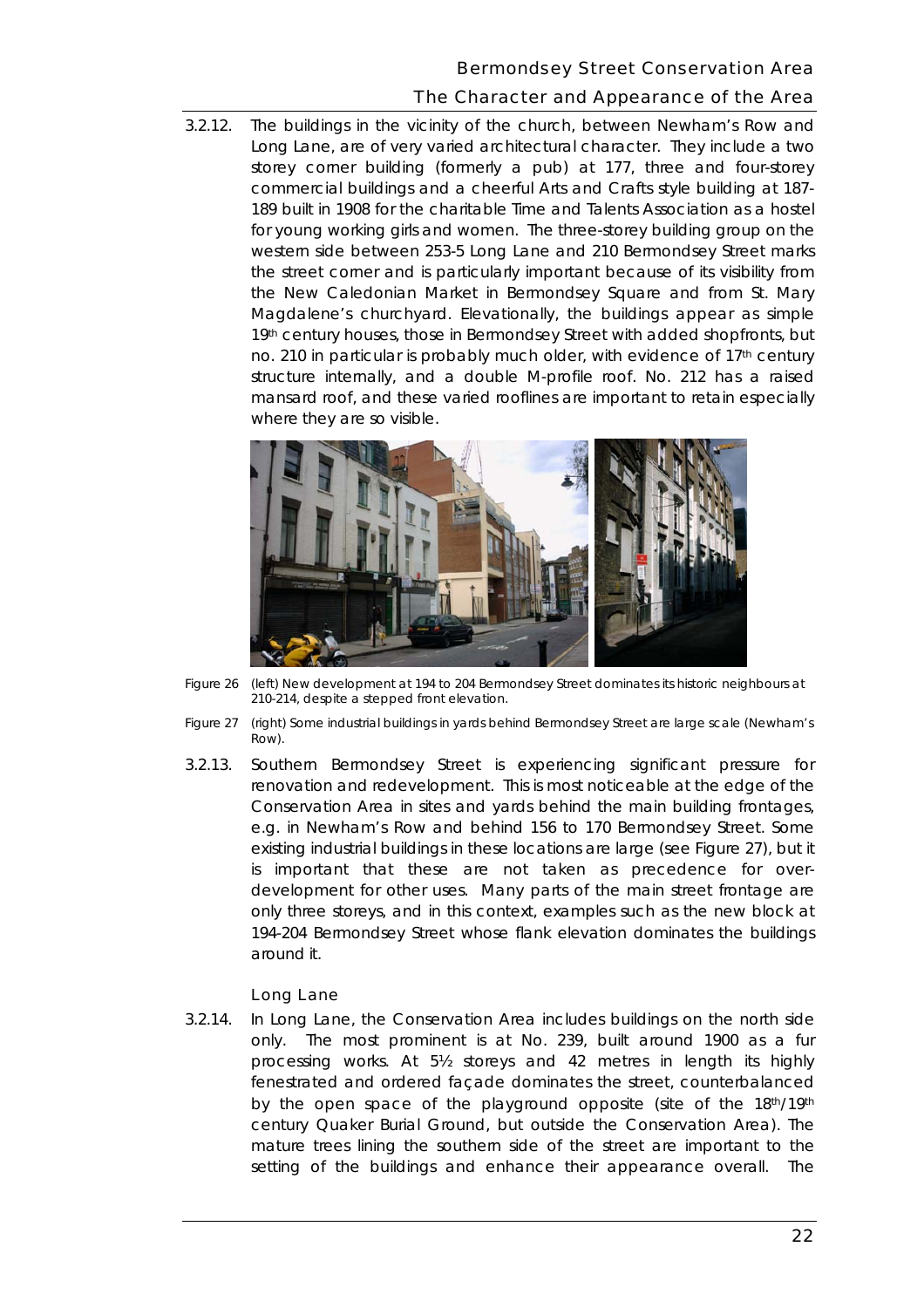3.2.12. The buildings in the vicinity of the church, between Newham's Row and Long Lane, are of very varied architectural character. They include a two storey corner building (formerly a pub) at 177, three and four-storey commercial buildings and a cheerful Arts and Crafts style building at 187-189 built in 1908 for the charitable Time and Talents Association as a hostel for young working girls and women. The three-storey building group on the western side between 253-5 Long Lane and 210 Bermondsey Street marks the street corner and is particularly important because of its visibility from the New Caledonian Market in Bermondsey Square and from St. Mary Magdalene's churchyard. Elevationally, the buildings appear as simple 19th century houses, those in Bermondsey Street with added shopfronts, but no. 210 in particular is probably much older, with evidence of 17th century structure internally, and a double M-profile roof. No. 212 has a raised mansard roof, and these varied rooflines are important to retain especially where they are so visible.

Figure 26 (left) New development at 194 to 204 Bermondsey Street dominates its historic neighbours at 210-214, despite a stepped front elevation.

Figure 27 (right) Some industrial buildings in yards behind Bermondsey Street are large scale (Newham's Row).

3.2.13. Southern Bermondsey Street is experiencing significant pressure for renovation and redevelopment. This is most noticeable at the edge of the Conservation Area in sites and yards behind the main building frontages, e.g. in Newham's Row and behind 156 to 170 Bermondsey Street. Some existing industrial buildings in these locations are large (see Figure 27), but it is important that these are not taken as precedence for over-development for other uses. Many parts of the main street frontage are only three storeys, and in this context, examples such as the new block at 194-204 Bermondsey Street whose flank elevation dominates the buildings around it.

### Long Lane

3.2.14. In Long Lane, the Conservation Area includes buildings on the north side only. The most prominent is at No. 239, built around 1900 as a fur processing works. At 5½ storeys and 42 metres in length its highly fenestrated and ordered façade dominates the street, counterbalanced by the open space of the playground opposite (site of the 18th/19th century Quaker Burial Ground, but outside the Conservation Area). The mature trees lining the southern side of the street are important to the setting of the buildings and enhance their appearance overall. The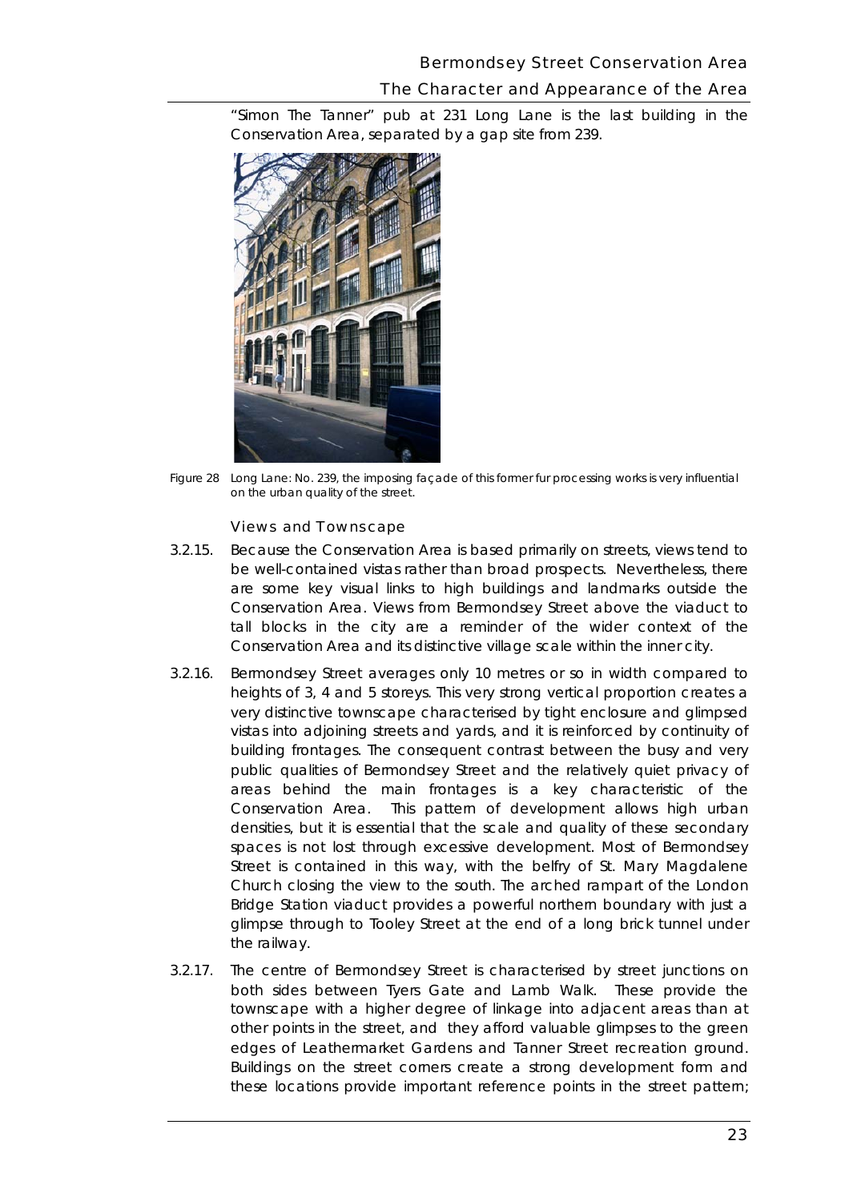"Simon The Tanner" pub at 231 Long Lane is the last building in the Conservation Area, separated by a gap site from 239.

Figure 28 Long Lane: No. 239, the imposing façade of this former fur processing works is very influential on the urban quality of the street.

### Views and Townscape

3.2.15. Because the Conservation Area is based primarily on streets, views tend to be well-contained vistas rather than broad prospects. Nevertheless, there are some key visual links to high buildings and landmarks outside the Conservation Area. Views from Bermondsey Street above the viaduct to tall blocks in the city are a reminder of the wider context of the Conservation Area and its distinctive village scale within the inner city.

3.2.16. Bermondsey Street averages only 10 metres or so in width compared to heights of 3, 4 and 5 storeys. This very strong vertical proportion creates a very distinctive townscape characterised by tight enclosure and glimpsed vistas into adjoining streets and yards, and it is reinforced by continuity of building frontages. The consequent contrast between the busy and very public qualities of Bermondsey Street and the relatively quiet privacy of areas behind the main frontages is a key characteristic of the Conservation Area. This pattern of development allows high urban densities, but it is essential that the scale and quality of these secondary spaces is not lost through excessive development. Most of Bermondsey Street is contained in this way, with the belfry of St. Mary Magdalene Church closing the view to the south. The arched rampart of the London Bridge Station viaduct provides a powerful northern boundary with just a glimpse through to Tooley Street at the end of a long brick tunnel under the railway.

3.2.17. The centre of Bermondsey Street is characterised by street junctions on both sides between Tyers Gate and Lamb Walk. These provide the townscape with a higher degree of linkage into adjacent areas than at other points in the street, and they afford valuable glimpses to the green edges of Leathermarket Gardens and Tanner Street recreation ground. Buildings on the street corners create a strong development form and these locations provide important reference points in the street pattern;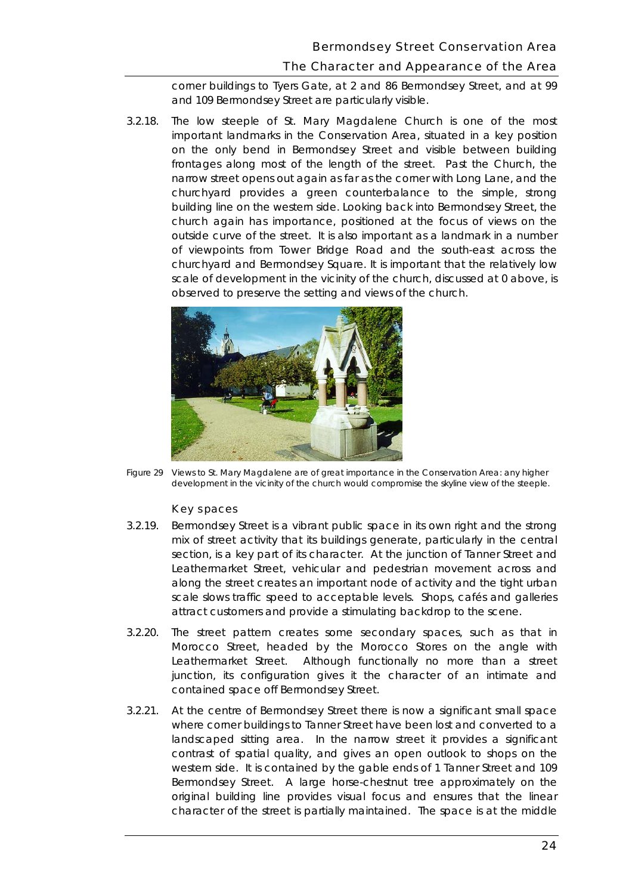corner buildings to Tyers Gate, at 2 and 86 Bermondsey Street, and at 99 and 109 Bermondsey Street are particularly visible.

3.2.18. The low steeple of St. Mary Magdalene Church is one of the most important landmarks in the Conservation Area, situated in a key position on the only bend in Bermondsey Street and visible between building frontages along most of the length of the street. Past the Church, the narrow street opens out again as far as the corner with Long Lane, and the churchyard provides a green counterbalance to the simple, strong building line on the western side. Looking back into Bermondsey Street, the church again has importance, positioned at the focus of views on the outside curve of the street. It is also important as a landmark in a number of viewpoints from Tower Bridge Road and the south-east across the churchyard and Bermondsey Square. It is important that the relatively low scale of development in the vicinity of the church, discussed at 0 above, is observed to preserve the setting and views of the church.

Figure 29 Views to St. Mary Magdalene are of great importance in the Conservation Area: any higher development in the vicinity of the church would compromise the skyline view of the steeple.

### Key spaces

3.2.19. Bermondsey Street is a vibrant public space in its own right and the strong mix of street activity that its buildings generate, particularly in the central section, is a key part of its character. At the junction of Tanner Street and Leathermarket Street, vehicular and pedestrian movement across and along the street creates an important node of activity and the tight urban scale slows traffic speed to acceptable levels. Shops, cafés and galleries attract customers and provide a stimulating backdrop to the scene.

3.2.20. The street pattern creates some secondary spaces, such as that in Morocco Street, headed by the Morocco Stores on the angle with Leathermarket Street. Although functionally no more than a street junction, its configuration gives it the character of an intimate and contained space off Bermondsey Street.

3.2.21. At the centre of Bermondsey Street there is now a significant small space where corner buildings to Tanner Street have been lost and converted to a landscaped sitting area. In the narrow street it provides a significant contrast of spatial quality, and gives an open outlook to shops on the western side. It is contained by the gable ends of 1 Tanner Street and 109 Bermondsey Street. A large horse-chestnut tree approximately on the original building line provides visual focus and ensures that the linear character of the street is partially maintained. The space is at the middle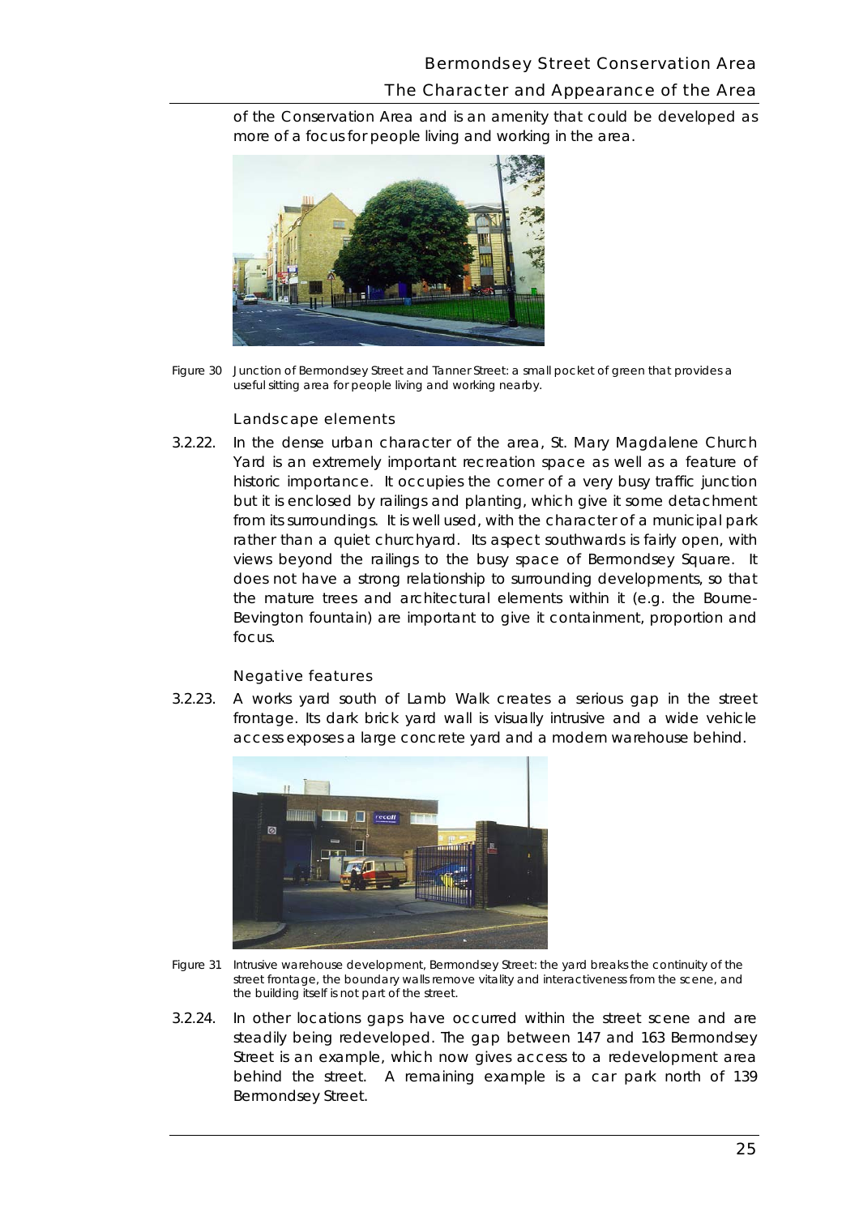of the Conservation Area and is an amenity that could be developed as more of a focus for people living and working in the area.

Figure 30 Junction of Bermondsey Street and Tanner Street: a small pocket of green that provides a useful sitting area for people living and working nearby.

### Landscape elements

3.2.22. In the dense urban character of the area, St. Mary Magdalene Church Yard is an extremely important recreation space as well as a feature of historic importance. It occupies the corner of a very busy traffic junction but it is enclosed by railings and planting, which give it some detachment from its surroundings. It is well used, with the character of a municipal park rather than a quiet churchyard. Its aspect southwards is fairly open, with views beyond the railings to the busy space of Bermondsey Square. It does not have a strong relationship to surrounding developments, so that the mature trees and architectural elements within it (e.g. the Bourne-Bevington fountain) are important to give it containment, proportion and focus.

### Negative features

3.2.23. A works yard south of Lamb Walk creates a serious gap in the street frontage. Its dark brick yard wall is visually intrusive and a wide vehicle access exposes a large concrete yard and a modern warehouse behind.

Figure 31 Intrusive warehouse development, Bermondsey Street: the yard breaks the continuity of the street frontage, the boundary walls remove vitality and interactiveness from the scene, and the building itself is not part of the street.

3.2.24. In other locations gaps have occurred within the street scene and are steadily being redeveloped. The gap between 147 and 163 Bermondsey Street is an example, which now gives access to a redevelopment area behind the street. A remaining example is a car park north of 139 Bermondsey Street.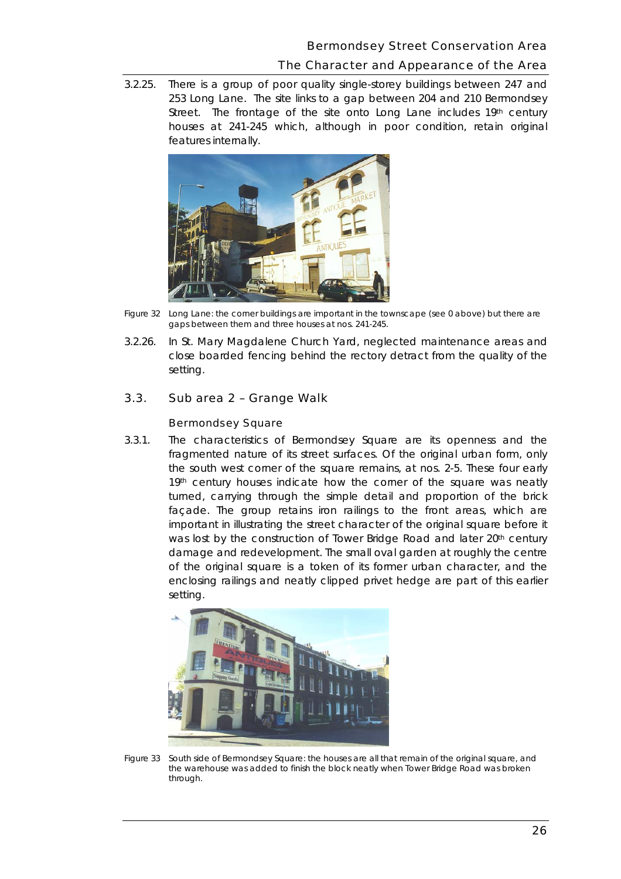3.2.25. There is a group of poor quality single-storey buildings between 247 and 253 Long Lane. The site links to a gap between 204 and 210 Bermondsey Street. The frontage of the site onto Long Lane includes 19th century houses at 241-245 which, although in poor condition, retain original features internally.

Figure 32 Long Lane: the corner buildings are important in the townscape (see 0 above) but there are gaps between them and three houses at nos. 241-245.

3.2.26. In St. Mary Magdalene Church Yard, neglected maintenance areas and close boarded fencing behind the rectory detract from the quality of the setting.

## 3.3. Sub area 2 – Grange Walk

### Bermondsey Square

3.3.1. The characteristics of Bermondsey Square are its openness and the fragmented nature of its street surfaces. Of the original urban form, only the south west corner of the square remains, at nos. 2-5. These four early 19th century houses indicate how the corner of the square was neatly turned, carrying through the simple detail and proportion of the brick façade. The group retains iron railings to the front areas, which are important in illustrating the street character of the original square before it was lost by the construction of Tower Bridge Road and later 20th century damage and redevelopment. The small oval garden at roughly the centre of the original square is a token of its former urban character, and the enclosing railings and neatly clipped privet hedge are part of this earlier setting.

Figure 33 South side of Bermondsey Square: the houses are all that remain of the original square, and the warehouse was added to finish the block neatly when Tower Bridge Road was broken through.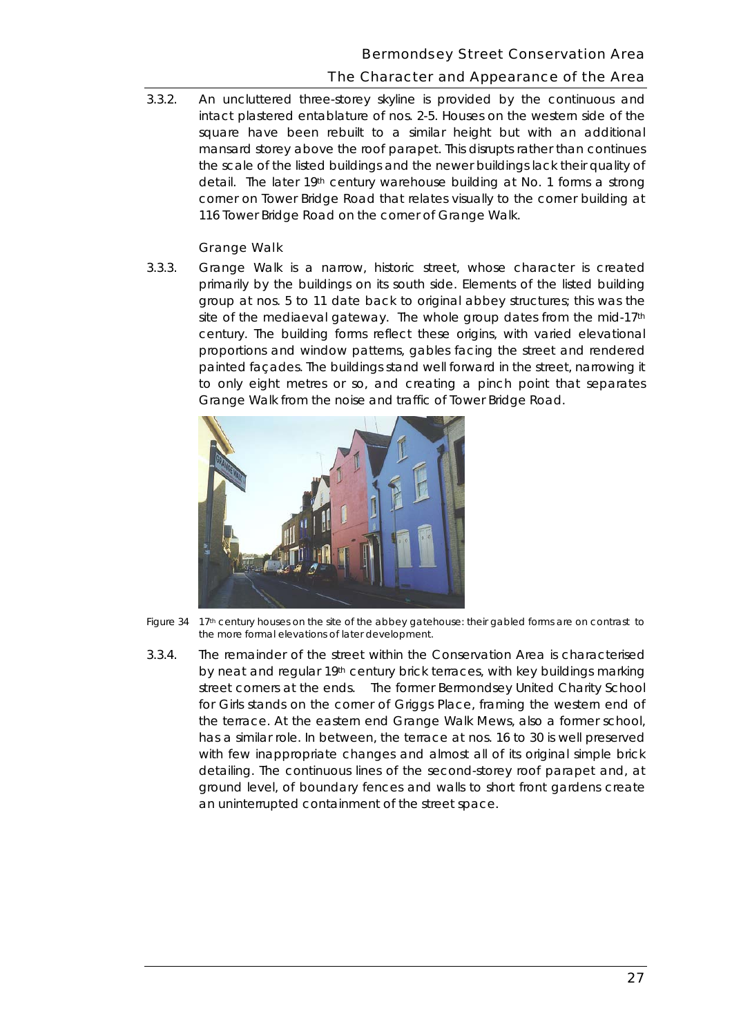3.3.2. An uncluttered three-storey skyline is provided by the continuous and intact plastered entablature of nos. 2-5. Houses on the western side of the square have been rebuilt to a similar height but with an additional mansard storey above the roof parapet. This disrupts rather than continues the scale of the listed buildings and the newer buildings lack their quality of detail. The later 19th century warehouse building at No. 1 forms a strong corner on Tower Bridge Road that relates visually to the corner building at 116 Tower Bridge Road on the corner of Grange Walk.

### Grange Walk

3.3.3. Grange Walk is a narrow, historic street, whose character is created primarily by the buildings on its south side. Elements of the listed building group at nos. 5 to 11 date back to original abbey structures; this was the site of the mediaeval gateway. The whole group dates from the mid-17th century. The building forms reflect these origins, with varied elevational proportions and window patterns, gables facing the street and rendered painted façades. The buildings stand well forward in the street, narrowing it to only eight metres or so, and creating a pinch point that separates Grange Walk from the noise and traffic of Tower Bridge Road.

Figure 34 17th century houses on the site of the abbey gatehouse: their gabled forms are on contrast to the more formal elevations of later development.

3.3.4. The remainder of the street within the Conservation Area is characterised by neat and regular 19th century brick terraces, with key buildings marking street corners at the ends. The former Bermondsey United Charity School for Girls stands on the corner of Griggs Place, framing the western end of the terrace. At the eastern end Grange Walk Mews, also a former school, has a similar role. In between, the terrace at nos. 16 to 30 is well preserved with few inappropriate changes and almost all of its original simple brick detailing. The continuous lines of the second-storey roof parapet and, at ground level, of boundary fences and walls to short front gardens create an uninterrupted containment of the street space.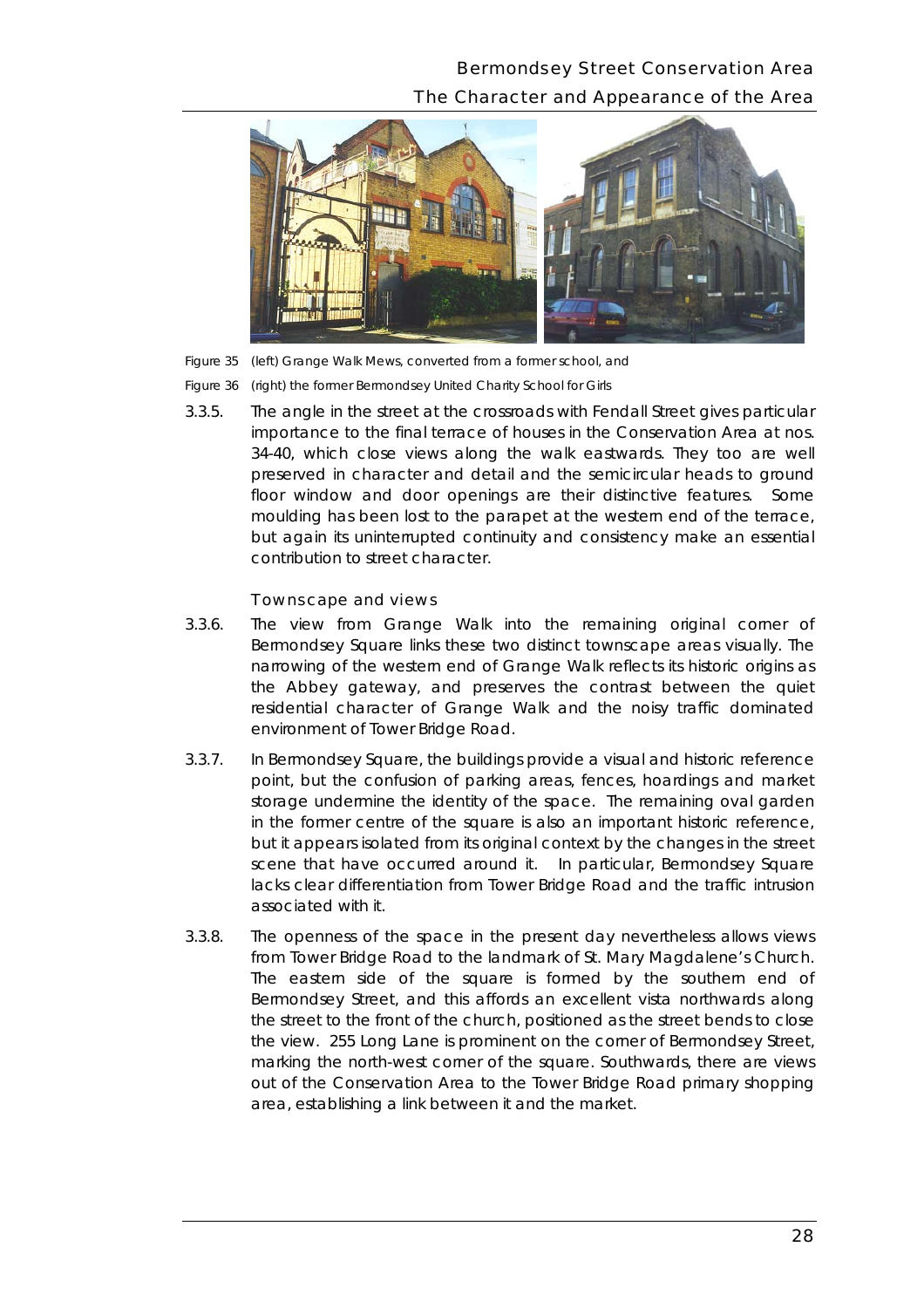Figure 35 (left) Grange Walk Mews, converted from a former school, and

Figure 36 (right) the former Bermondsey United Charity School for Girls

3.3.5. The angle in the street at the crossroads with Fendall Street gives particular importance to the final terrace of houses in the Conservation Area at nos. 34-40, which close views along the walk eastwards. They too are well preserved in character and detail and the semicircular heads to ground floor window and door openings are their distinctive features. Some moulding has been lost to the parapet at the western end of the terrace, but again its uninterrupted continuity and consistency make an essential contribution to street character.

### Townscape and views

3.3.6. The view from Grange Walk into the remaining original corner of Bermondsey Square links these two distinct townscape areas visually. The narrowing of the western end of Grange Walk reflects its historic origins as the Abbey gateway, and preserves the contrast between the quiet residential character of Grange Walk and the noisy traffic dominated environment of Tower Bridge Road.

3.3.7. In Bermondsey Square, the buildings provide a visual and historic reference point, but the confusion of parking areas, fences, hoardings and market storage undermine the identity of the space. The remaining oval garden in the former centre of the square is also an important historic reference, but it appears isolated from its original context by the changes in the street scene that have occurred around it. In particular, Bermondsey Square lacks clear differentiation from Tower Bridge Road and the traffic intrusion associated with it.

3.3.8. The openness of the space in the present day nevertheless allows views from Tower Bridge Road to the landmark of St. Mary Magdalene's Church. The eastern side of the square is formed by the southern end of Bermondsey Street, and this affords an excellent vista northwards along the street to the front of the church, positioned as the street bends to close the view. 255 Long Lane is prominent on the corner of Bermondsey Street, marking the north-west corner of the square. Southwards, there are views out of the Conservation Area to the Tower Bridge Road primary shopping area, establishing a link between it and the market.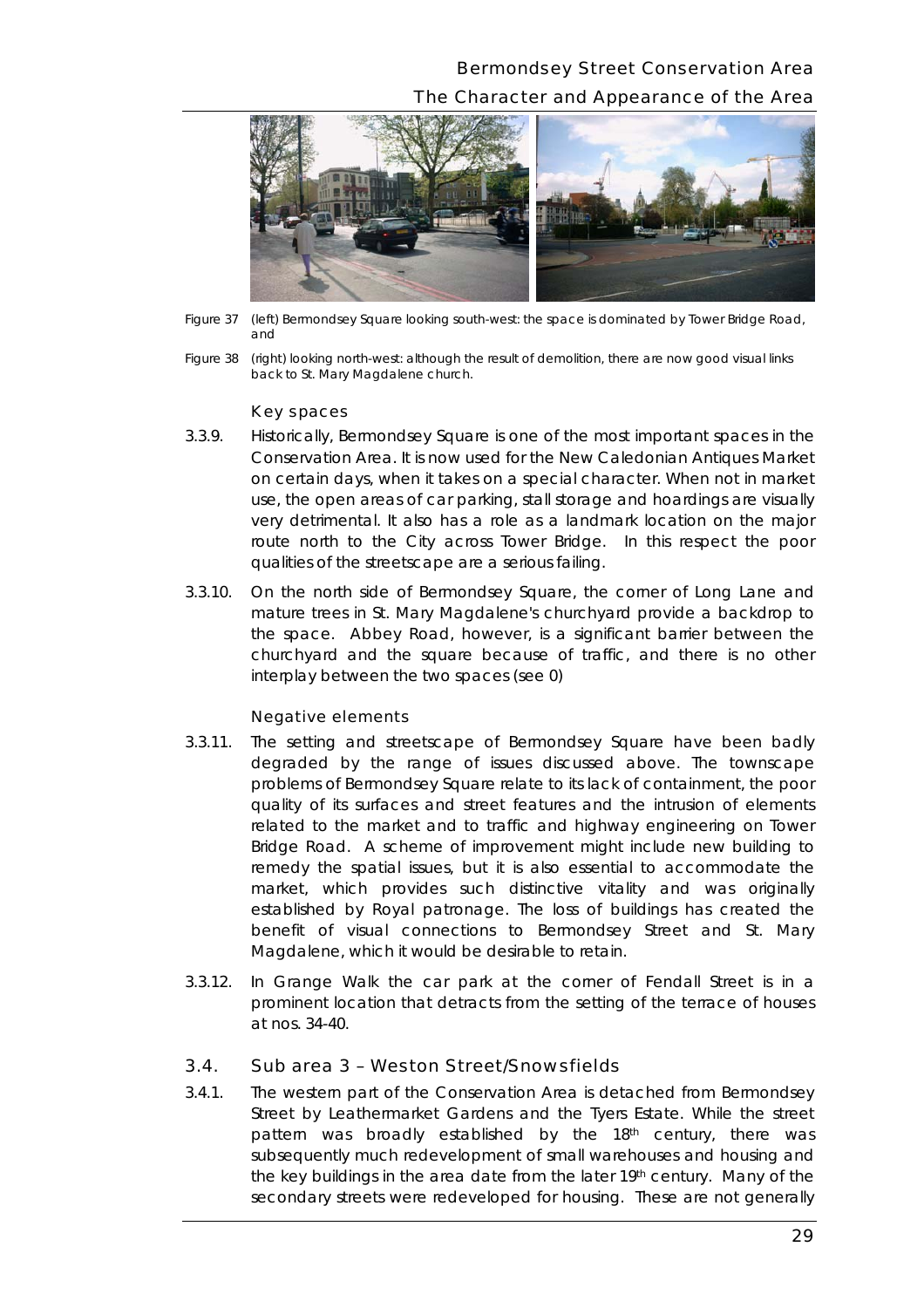Figure 37 (left) Bermondsey Square looking south-west: the space is dominated by Tower Bridge Road, and

Figure 38 (right) looking north-west: although the result of demolition, there are now good visual links back to St. Mary Magdalene church.

### Key spaces

3.3.9. Historically, Bermondsey Square is one of the most important spaces in the Conservation Area. It is now used for the New Caledonian Antiques Market on certain days, when it takes on a special character. When not in market use, the open areas of car parking, stall storage and hoardings are visually very detrimental. It also has a role as a landmark location on the major route north to the City across Tower Bridge. In this respect the poor qualities of the streetscape are a serious failing.

3.3.10. On the north side of Bermondsey Square, the corner of Long Lane and mature trees in St. Mary Magdalene's churchyard provide a backdrop to the space. Abbey Road, however, is a significant barrier between the churchyard and the square because of traffic, and there is no other interplay between the two spaces (see 0)

### Negative elements

3.3.11. The setting and streetscape of Bermondsey Square have been badly degraded by the range of issues discussed above. The townscape problems of Bermondsey Square relate to its lack of containment, the poor quality of its surfaces and street features and the intrusion of elements related to the market and to traffic and highway engineering on Tower Bridge Road. A scheme of improvement might include new building to remedy the spatial issues, but it is also essential to accommodate the market, which provides such distinctive vitality and was originally established by Royal patronage. The loss of buildings has created the benefit of visual connections to Bermondsey Street and St. Mary Magdalene, which it would be desirable to retain.

3.3.12. In Grange Walk the car park at the corner of Fendall Street is in a prominent location that detracts from the setting of the terrace of houses at nos. 34-40.

## 3.4. Sub area 3 – Weston Street/Snowsfields

3.4.1. The western part of the Conservation Area is detached from Bermondsey Street by Leathermarket Gardens and the Tyers Estate. While the street pattern was broadly established by the 18th century, there was subsequently much redevelopment of small warehouses and housing and the key buildings in the area date from the later 19th century. Many of the secondary streets were redeveloped for housing. These are not generally